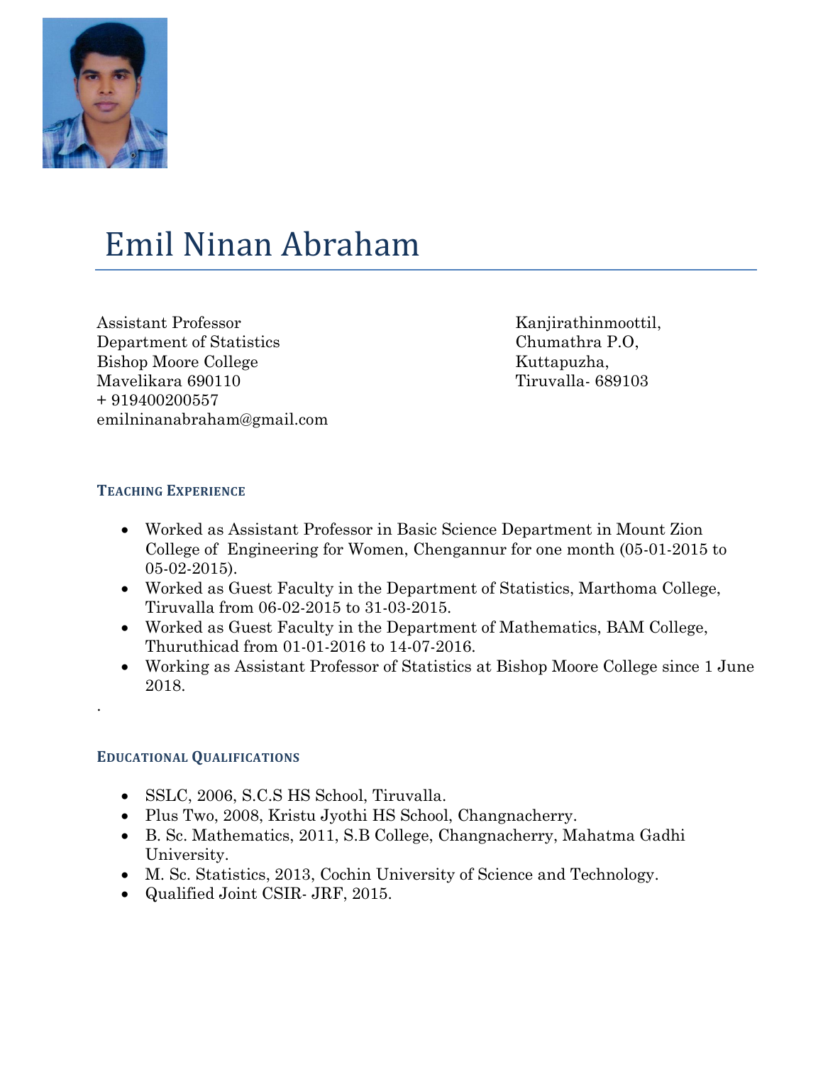# Emil Ninan Abraham

Assistant Professor
Department of Statistics
Bishop Moore College
Mavelikara 690110
+ 919400200557
emilninanabraham@gmail.com

Kanjirathinmoottil,
Chumathra P.O,
Kuttapuzha,
Tiruvalla- 689103

## TEACHING EXPERIENCE

- Worked as Assistant Professor in Basic Science Department in Mount Zion College of Engineering for Women, Chengannur for one month (05-01-2015 to 05-02-2015).
- Worked as Guest Faculty in the Department of Statistics, Marthoma College, Tiruvalla from 06-02-2015 to 31-03-2015.
- Worked as Guest Faculty in the Department of Mathematics, BAM College, Thuruthicad from 01-01-2016 to 14-07-2016.
- Working as Assistant Professor of Statistics at Bishop Moore College since 1 June 2018.

.

## EDUCATIONAL QUALIFICATIONS

- SSLC, 2006, S.C.S HS School, Tiruvalla.
- Plus Two, 2008, Kristu Jyothi HS School, Changnacherry.
- B. Sc. Mathematics, 2011, S.B College, Changnacherry, Mahatma Gadhi University.
- M. Sc. Statistics, 2013, Cochin University of Science and Technology.
- Qualified Joint CSIR- JRF, 2015.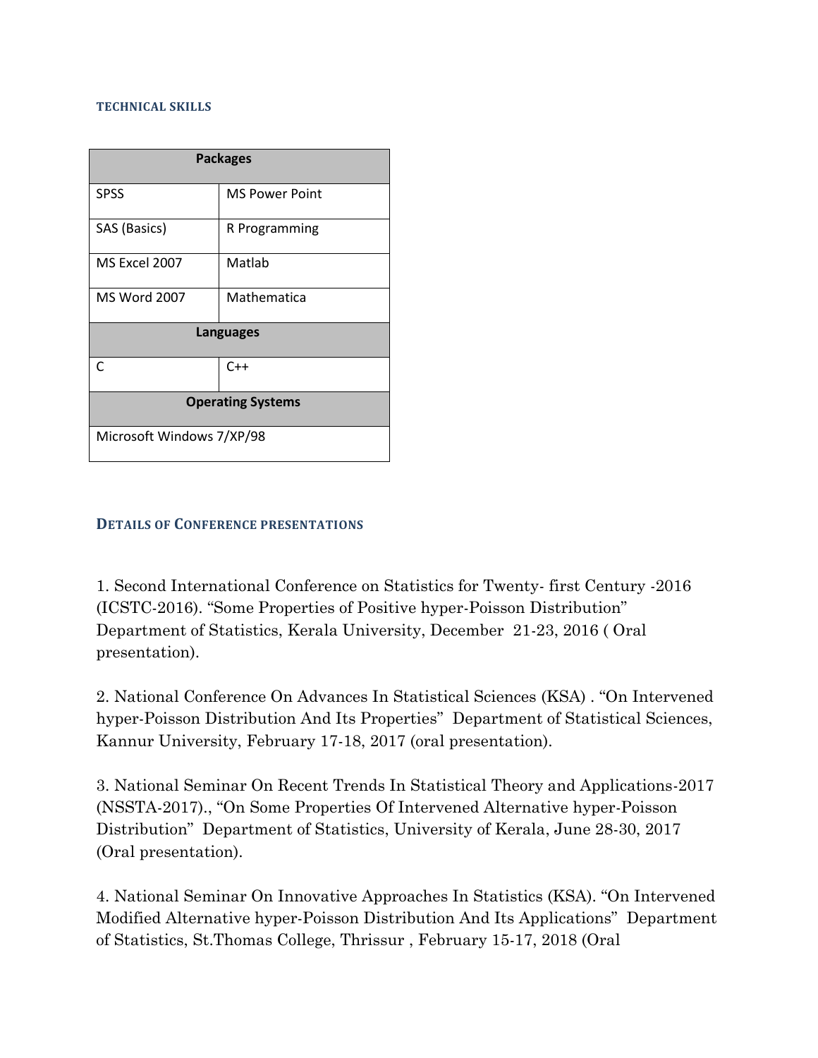#### TECHNICAL SKILLS

| Packages | |
|---|---|
| SPSS | MS Power Point |
| SAS (Basics) | R Programming |
| MS Excel 2007 | Matlab |
| MS Word 2007 | Mathematica |
| **Languages** | |
| C | C++ |
| **Operating Systems** | |
| Microsoft Windows 7/XP/98 | |

#### DETAILS OF CONFERENCE PRESENTATIONS

1. Second International Conference on Statistics for Twenty- first Century -2016 (ICSTC-2016). "Some Properties of Positive hyper-Poisson Distribution" Department of Statistics, Kerala University, December 21-23, 2016 ( Oral presentation).

2. National Conference On Advances In Statistical Sciences (KSA) . "On Intervened hyper-Poisson Distribution And Its Properties" Department of Statistical Sciences, Kannur University, February 17-18, 2017 (oral presentation).

3. National Seminar On Recent Trends In Statistical Theory and Applications-2017 (NSSTA-2017)., "On Some Properties Of Intervened Alternative hyper-Poisson Distribution" Department of Statistics, University of Kerala, June 28-30, 2017 (Oral presentation).

4. National Seminar On Innovative Approaches In Statistics (KSA). "On Intervened Modified Alternative hyper-Poisson Distribution And Its Applications" Department of Statistics, St.Thomas College, Thrissur , February 15-17, 2018 (Oral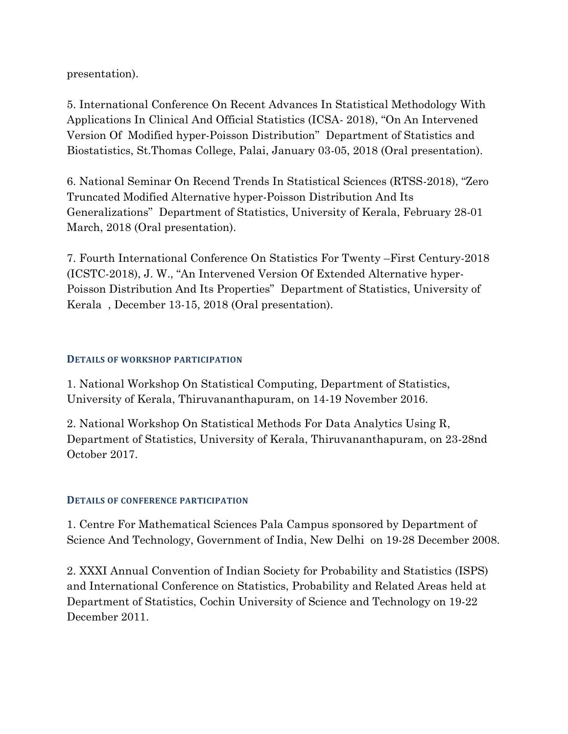presentation).

5. International Conference On Recent Advances In Statistical Methodology With Applications In Clinical And Official Statistics (ICSA- 2018), "On An Intervened Version Of Modified hyper-Poisson Distribution" Department of Statistics and Biostatistics, St.Thomas College, Palai, January 03-05, 2018 (Oral presentation).

6. National Seminar On Recend Trends In Statistical Sciences (RTSS-2018), "Zero Truncated Modified Alternative hyper-Poisson Distribution And Its Generalizations" Department of Statistics, University of Kerala, February 28-01 March, 2018 (Oral presentation).

7. Fourth International Conference On Statistics For Twenty –First Century-2018 (ICSTC-2018), J. W., "An Intervened Version Of Extended Alternative hyper-Poisson Distribution And Its Properties" Department of Statistics, University of Kerala , December 13-15, 2018 (Oral presentation).

## DETAILS OF WORKSHOP PARTICIPATION

1. National Workshop On Statistical Computing, Department of Statistics, University of Kerala, Thiruvananthapuram, on 14-19 November 2016.

2. National Workshop On Statistical Methods For Data Analytics Using R, Department of Statistics, University of Kerala, Thiruvananthapuram, on 23-28nd October 2017.

## DETAILS OF CONFERENCE PARTICIPATION

1. Centre For Mathematical Sciences Pala Campus sponsored by Department of Science And Technology, Government of India, New Delhi on 19-28 December 2008.

2. XXXI Annual Convention of Indian Society for Probability and Statistics (ISPS) and International Conference on Statistics, Probability and Related Areas held at Department of Statistics, Cochin University of Science and Technology on 19-22 December 2011.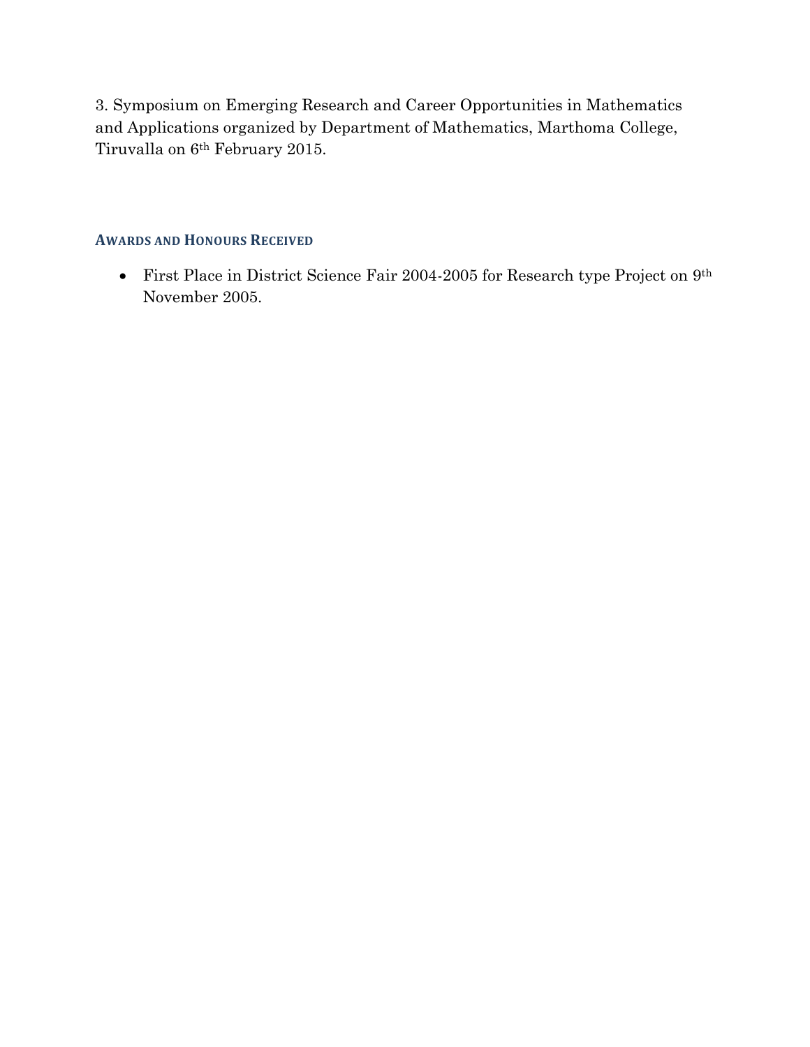3. Symposium on Emerging Research and Career Opportunities in Mathematics and Applications organized by Department of Mathematics, Marthoma College, Tiruvalla on 6th February 2015.

## AWARDS AND HONOURS RECEIVED

- First Place in District Science Fair 2004-2005 for Research type Project on 9th November 2005.